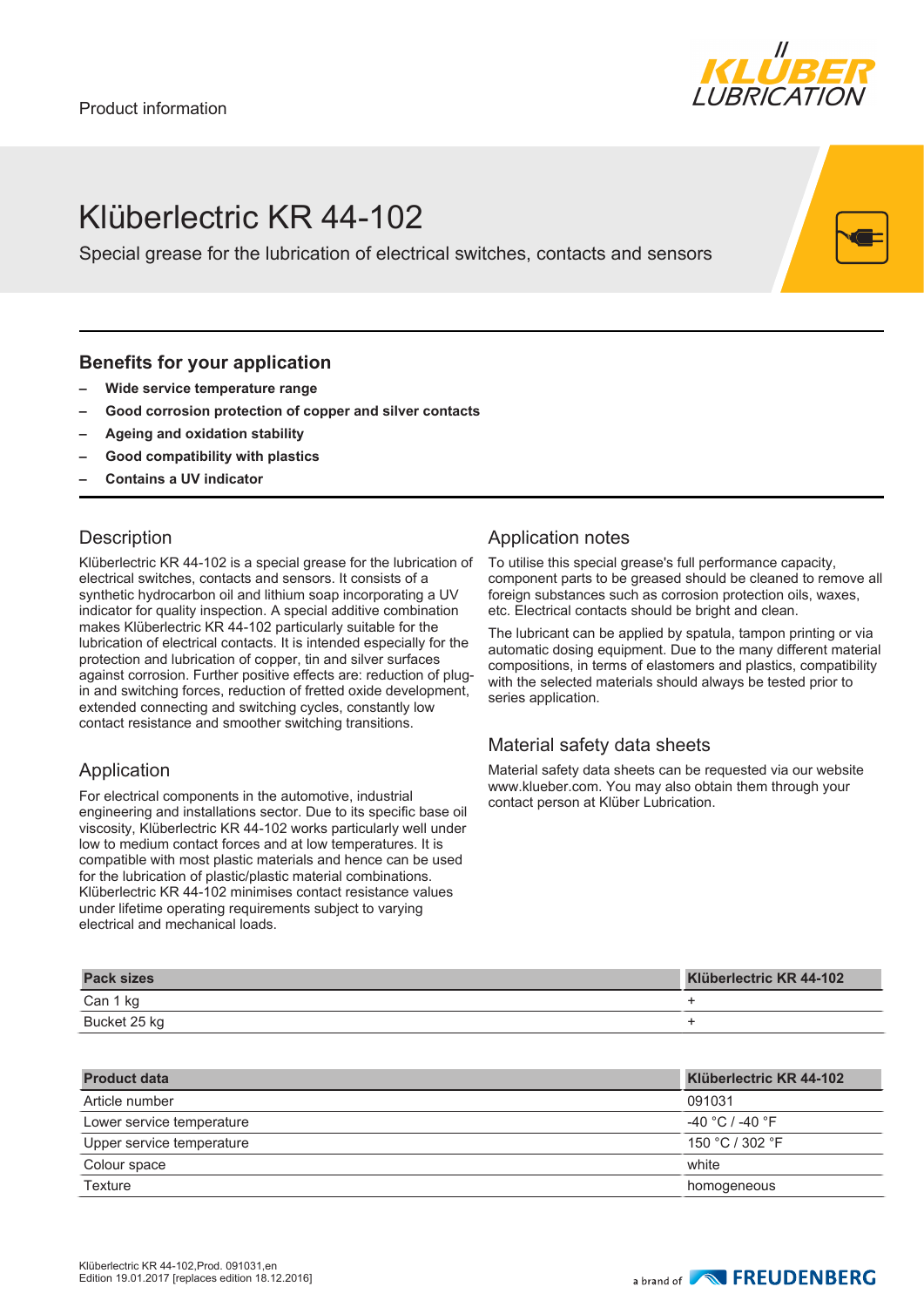Product information

# Klüberlectric KR 44-102

Special grease for the lubrication of electrical switches, contacts and sensors

## Benefits for your application

- **Wide service temperature range**
- **Good corrosion protection of copper and silver contacts**
- **Ageing and oxidation stability**
- **Good compatibility with plastics**
- **Contains a UV indicator**

## Description

Klüberlectric KR 44-102 is a special grease for the lubrication of electrical switches, contacts and sensors. It consists of a synthetic hydrocarbon oil and lithium soap incorporating a UV indicator for quality inspection. A special additive combination makes Klüberlectric KR 44-102 particularly suitable for the lubrication of electrical contacts. It is intended especially for the protection and lubrication of copper, tin and silver surfaces against corrosion. Further positive effects are: reduction of plug-in and switching forces, reduction of fretted oxide development, extended connecting and switching cycles, constantly low contact resistance and smoother switching transitions.

## Application

For electrical components in the automotive, industrial engineering and installations sector. Due to its specific base oil viscosity, Klüberlectric KR 44-102 works particularly well under low to medium contact forces and at low temperatures. It is compatible with most plastic materials and hence can be used for the lubrication of plastic/plastic material combinations. Klüberlectric KR 44-102 minimises contact resistance values under lifetime operating requirements subject to varying electrical and mechanical loads.

## Application notes

To utilise this special grease's full performance capacity, component parts to be greased should be cleaned to remove all foreign substances such as corrosion protection oils, waxes, etc. Electrical contacts should be bright and clean.

The lubricant can be applied by spatula, tampon printing or via automatic dosing equipment. Due to the many different material compositions, in terms of elastomers and plastics, compatibility with the selected materials should always be tested prior to series application.

## Material safety data sheets

Material safety data sheets can be requested via our website www.klueber.com. You may also obtain them through your contact person at Klüber Lubrication.

| Pack sizes | Klüberlectric KR 44-102 |
|---|---|
| Can 1 kg | + |
| Bucket 25 kg | + |

| Product data | Klüberlectric KR 44-102 |
|---|---|
| Article number | 091031 |
| Lower service temperature | -40 °C / -40 °F |
| Upper service temperature | 150 °C / 302 °F |
| Colour space | white |
| Texture | homogeneous |

Klüberlectric KR 44-102,Prod. 091031,en
Edition 19.01.2017 [replaces edition 18.12.2016]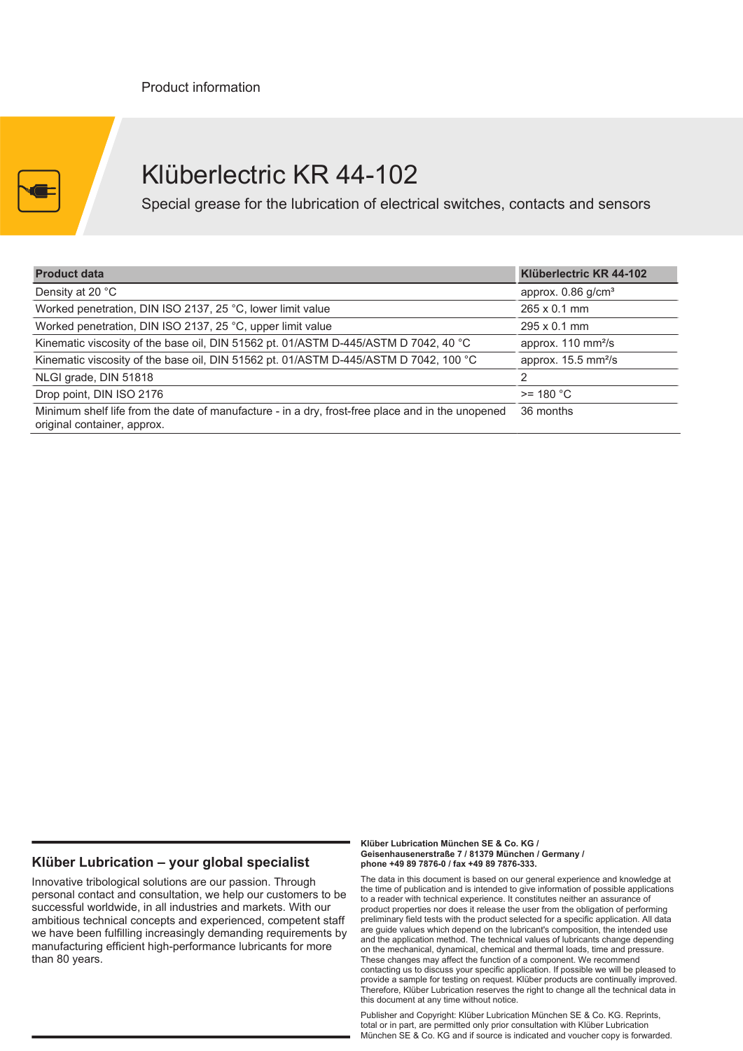Product information

# Klüberlectric KR 44-102

Special grease for the lubrication of electrical switches, contacts and sensors

| Product data | Klüberlectric KR 44-102 |
| --- | --- |
| Density at 20 °C | approx. 0.86 g/cm³ |
| Worked penetration, DIN ISO 2137, 25 °C, lower limit value | 265 x 0.1 mm |
| Worked penetration, DIN ISO 2137, 25 °C, upper limit value | 295 x 0.1 mm |
| Kinematic viscosity of the base oil, DIN 51562 pt. 01/ASTM D-445/ASTM D 7042, 40 °C | approx. 110 mm²/s |
| Kinematic viscosity of the base oil, DIN 51562 pt. 01/ASTM D-445/ASTM D 7042, 100 °C | approx. 15.5 mm²/s |
| NLGI grade, DIN 51818 | 2 |
| Drop point, DIN ISO 2176 | >= 180 °C |
| Minimum shelf life from the date of manufacture - in a dry, frost-free place and in the unopened original container, approx. | 36 months |

## Klüber Lubrication – your global specialist

Innovative tribological solutions are our passion. Through personal contact and consultation, we help our customers to be successful worldwide, in all industries and markets. With our ambitious technical concepts and experienced, competent staff we have been fulfilling increasingly demanding requirements by manufacturing efficient high-performance lubricants for more than 80 years.

**Klüber Lubrication München SE & Co. KG / Geisenhausenerstraße 7 / 81379 München / Germany / phone +49 89 7876-0 / fax +49 89 7876-333.**

The data in this document is based on our general experience and knowledge at the time of publication and is intended to give information of possible applications to a reader with technical experience. It constitutes neither an assurance of product properties nor does it release the user from the obligation of performing preliminary field tests with the product selected for a specific application. All data are guide values which depend on the lubricant's composition, the intended use and the application method. The technical values of lubricants change depending on the mechanical, dynamical, chemical and thermal loads, time and pressure. These changes may affect the function of a component. We recommend contacting us to discuss your specific application. If possible we will be pleased to provide a sample for testing on request. Klüber products are continually improved. Therefore, Klüber Lubrication reserves the right to change all the technical data in this document at any time without notice.

Publisher and Copyright: Klüber Lubrication München SE & Co. KG. Reprints, total or in part, are permitted only prior consultation with Klüber Lubrication München SE & Co. KG and if source is indicated and voucher copy is forwarded.